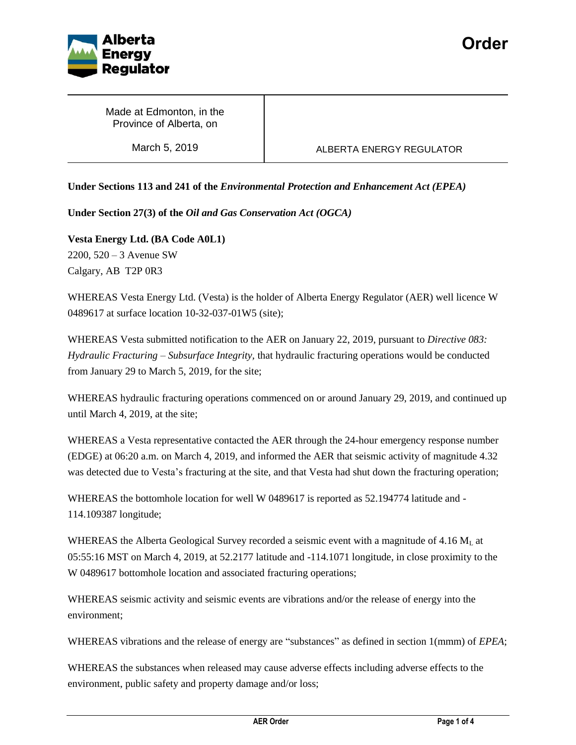# Order

| Made at Edmonton, in the Province of Alberta, on | |
|---|---|
| March 5, 2019 | ALBERTA ENERGY REGULATOR |

**Under Sections 113 and 241 of the *Environmental Protection and Enhancement Act (EPEA)***

**Under Section 27(3) of the *Oil and Gas Conservation Act (OGCA)***

**Vesta Energy Ltd. (BA Code A0L1)**
2200, 520 – 3 Avenue SW
Calgary, AB T2P 0R3

WHEREAS Vesta Energy Ltd. (Vesta) is the holder of Alberta Energy Regulator (AER) well licence W 0489617 at surface location 10-32-037-01W5 (site);

WHEREAS Vesta submitted notification to the AER on January 22, 2019, pursuant to *Directive 083: Hydraulic Fracturing – Subsurface Integrity*, that hydraulic fracturing operations would be conducted from January 29 to March 5, 2019, for the site;

WHEREAS hydraulic fracturing operations commenced on or around January 29, 2019, and continued up until March 4, 2019, at the site;

WHEREAS a Vesta representative contacted the AER through the 24-hour emergency response number (EDGE) at 06:20 a.m. on March 4, 2019, and informed the AER that seismic activity of magnitude 4.32 was detected due to Vesta's fracturing at the site, and that Vesta had shut down the fracturing operation;

WHEREAS the bottomhole location for well W 0489617 is reported as 52.194774 latitude and -114.109387 longitude;

WHEREAS the Alberta Geological Survey recorded a seismic event with a magnitude of 4.16 $M_L$ at 05:55:16 MST on March 4, 2019, at 52.2177 latitude and -114.1071 longitude, in close proximity to the W 0489617 bottomhole location and associated fracturing operations;

WHEREAS seismic activity and seismic events are vibrations and/or the release of energy into the environment;

WHEREAS vibrations and the release of energy are "substances" as defined in section 1(mmm) of *EPEA*;

WHEREAS the substances when released may cause adverse effects including adverse effects to the environment, public safety and property damage and/or loss;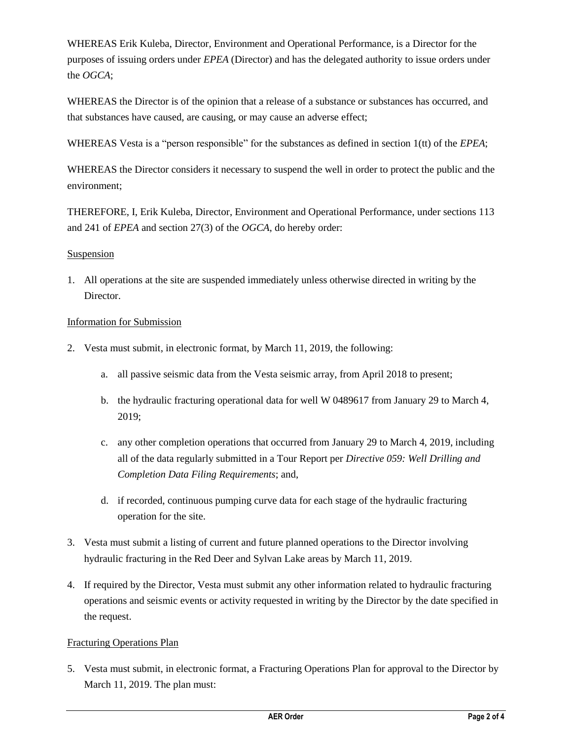WHEREAS Erik Kuleba, Director, Environment and Operational Performance, is a Director for the purposes of issuing orders under *EPEA* (Director) and has the delegated authority to issue orders under the *OGCA*;

WHEREAS the Director is of the opinion that a release of a substance or substances has occurred, and that substances have caused, are causing, or may cause an adverse effect;

WHEREAS Vesta is a "person responsible" for the substances as defined in section 1(tt) of the *EPEA*;

WHEREAS the Director considers it necessary to suspend the well in order to protect the public and the environment;

THEREFORE, I, Erik Kuleba, Director, Environment and Operational Performance, under sections 113 and 241 of *EPEA* and section 27(3) of the *OGCA*, do hereby order:

<u>Suspension</u>

1. All operations at the site are suspended immediately unless otherwise directed in writing by the Director.

<u>Information for Submission</u>

2. Vesta must submit, in electronic format, by March 11, 2019, the following:

    a. all passive seismic data from the Vesta seismic array, from April 2018 to present;

    b. the hydraulic fracturing operational data for well W 0489617 from January 29 to March 4, 2019;

    c. any other completion operations that occurred from January 29 to March 4, 2019, including all of the data regularly submitted in a Tour Report per *Directive 059: Well Drilling and Completion Data Filing Requirements*; and,

    d. if recorded, continuous pumping curve data for each stage of the hydraulic fracturing operation for the site.

3. Vesta must submit a listing of current and future planned operations to the Director involving hydraulic fracturing in the Red Deer and Sylvan Lake areas by March 11, 2019.

4. If required by the Director, Vesta must submit any other information related to hydraulic fracturing operations and seismic events or activity requested in writing by the Director by the date specified in the request.

<u>Fracturing Operations Plan</u>

5. Vesta must submit, in electronic format, a Fracturing Operations Plan for approval to the Director by March 11, 2019. The plan must: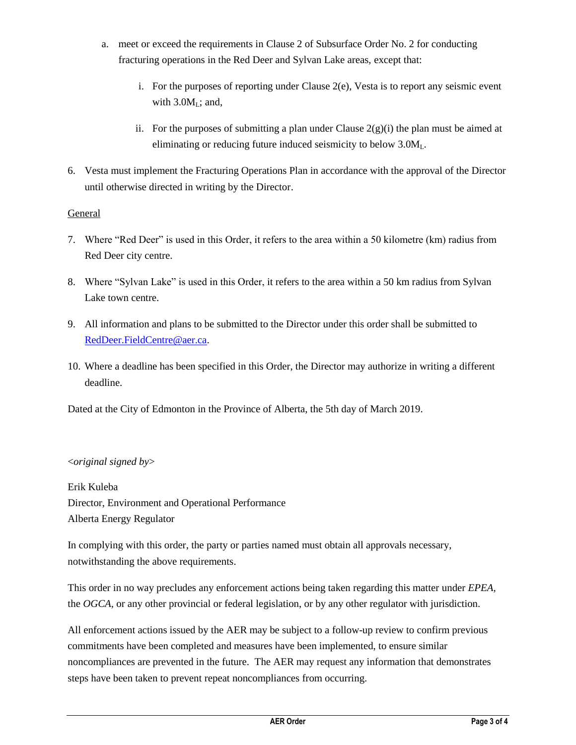a. meet or exceed the requirements in Clause 2 of Subsurface Order No. 2 for conducting fracturing operations in the Red Deer and Sylvan Lake areas, except that:

   i. For the purposes of reporting under Clause 2(e), Vesta is to report any seismic event with $3.0M_L$; and,

   ii. For the purposes of submitting a plan under Clause 2(g)(i) the plan must be aimed at eliminating or reducing future induced seismicity to below $3.0M_L$.

6. Vesta must implement the Fracturing Operations Plan in accordance with the approval of the Director until otherwise directed in writing by the Director.

General

7. Where "Red Deer" is used in this Order, it refers to the area within a 50 kilometre (km) radius from Red Deer city centre.

8. Where "Sylvan Lake" is used in this Order, it refers to the area within a 50 km radius from Sylvan Lake town centre.

9. All information and plans to be submitted to the Director under this order shall be submitted to RedDeer.FieldCentre@aer.ca.

10. Where a deadline has been specified in this Order, the Director may authorize in writing a different deadline.

Dated at the City of Edmonton in the Province of Alberta, the 5th day of March 2019.

<*original signed by*>

Erik Kuleba
Director, Environment and Operational Performance
Alberta Energy Regulator

In complying with this order, the party or parties named must obtain all approvals necessary, notwithstanding the above requirements.

This order in no way precludes any enforcement actions being taken regarding this matter under *EPEA*, the *OGCA*, or any other provincial or federal legislation, or by any other regulator with jurisdiction.

All enforcement actions issued by the AER may be subject to a follow-up review to confirm previous commitments have been completed and measures have been implemented, to ensure similar noncompliances are prevented in the future. The AER may request any information that demonstrates steps have been taken to prevent repeat noncompliances from occurring.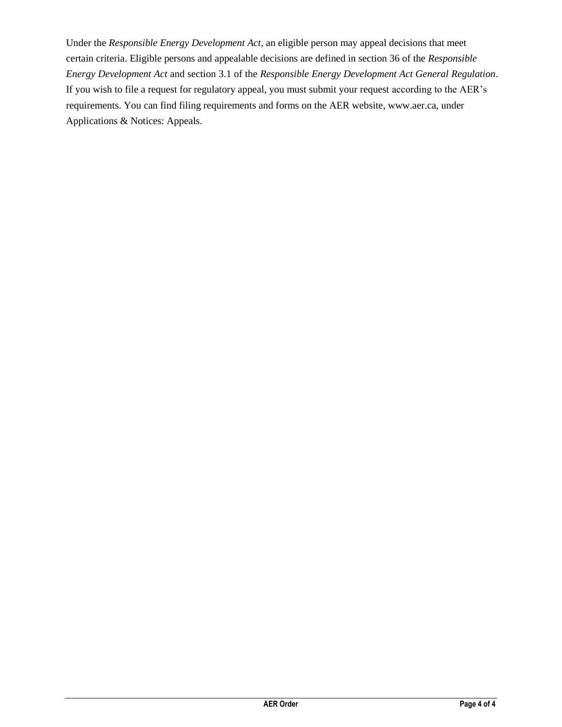Under the *Responsible Energy Development Act*, an eligible person may appeal decisions that meet certain criteria. Eligible persons and appealable decisions are defined in section 36 of the *Responsible Energy Development Act* and section 3.1 of the *Responsible Energy Development Act General Regulation*. If you wish to file a request for regulatory appeal, you must submit your request according to the AER's requirements. You can find filing requirements and forms on the AER website, www.aer.ca, under Applications & Notices: Appeals.